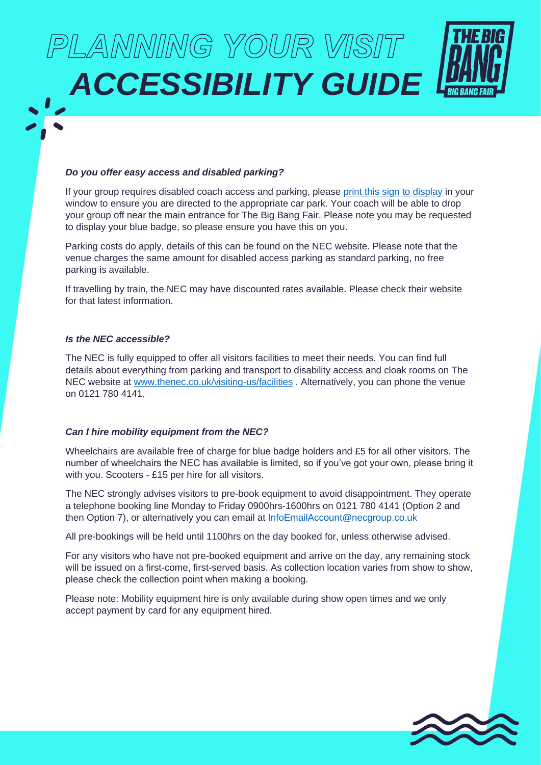# PLANNING YOUR VISIT
# ACCESSIBILITY GUIDE

***Do you offer easy access and disabled parking?***

If your group requires disabled coach access and parking, please [print this sign to display]() in your window to ensure you are directed to the appropriate car park. Your coach will be able to drop your group off near the main entrance for The Big Bang Fair. Please note you may be requested to display your blue badge, so please ensure you have this on you.

Parking costs do apply, details of this can be found on the NEC website. Please note that the venue charges the same amount for disabled access parking as standard parking, no free parking is available.

If travelling by train, the NEC may have discounted rates available. Please check their website for that latest information.

***Is the NEC accessible?***

The NEC is fully equipped to offer all visitors facilities to meet their needs. You can find full details about everything from parking and transport to disability access and cloak rooms on The NEC website at [www.thenec.co.uk/visiting-us/facilities](http://www.thenec.co.uk/visiting-us/facilities) . Alternatively, you can phone the venue on 0121 780 4141.

***Can I hire mobility equipment from the NEC?***

Wheelchairs are available free of charge for blue badge holders and £5 for all other visitors. The number of wheelchairs the NEC has available is limited, so if you've got your own, please bring it with you. Scooters - £15 per hire for all visitors.

The NEC strongly advises visitors to pre-book equipment to avoid disappointment. They operate a telephone booking line Monday to Friday 0900hrs-1600hrs on 0121 780 4141 (Option 2 and then Option 7), or alternatively you can email at [InfoEmailAccount@necgroup.co.uk](mailto:InfoEmailAccount@necgroup.co.uk)

All pre-bookings will be held until 1100hrs on the day booked for, unless otherwise advised.

For any visitors who have not pre-booked equipment and arrive on the day, any remaining stock will be issued on a first-come, first-served basis. As collection location varies from show to show, please check the collection point when making a booking.

Please note: Mobility equipment hire is only available during show open times and we only accept payment by card for any equipment hired.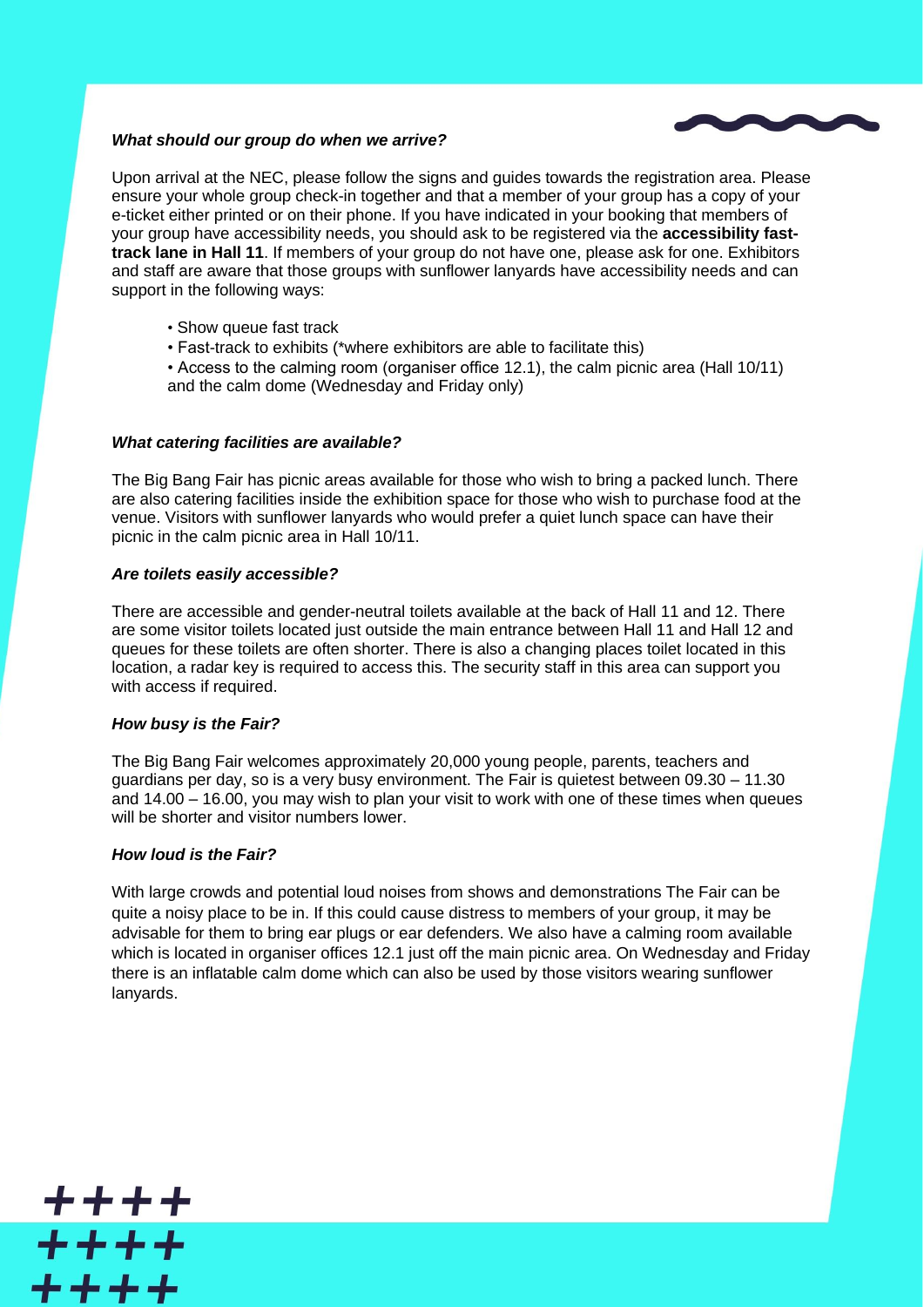### *What should our group do when we arrive?*

Upon arrival at the NEC, please follow the signs and guides towards the registration area. Please ensure your whole group check-in together and that a member of your group has a copy of your e-ticket either printed or on their phone. If you have indicated in your booking that members of your group have accessibility needs, you should ask to be registered via the **accessibility fast-track lane in Hall 11**. If members of your group do not have one, please ask for one. Exhibitors and staff are aware that those groups with sunflower lanyards have accessibility needs and can support in the following ways:

- Show queue fast track
- Fast-track to exhibits (*where exhibitors are able to facilitate this)
- Access to the calming room (organiser office 12.1), the calm picnic area (Hall 10/11) and the calm dome (Wednesday and Friday only)

### *What catering facilities are available?*

The Big Bang Fair has picnic areas available for those who wish to bring a packed lunch. There are also catering facilities inside the exhibition space for those who wish to purchase food at the venue. Visitors with sunflower lanyards who would prefer a quiet lunch space can have their picnic in the calm picnic area in Hall 10/11.

### *Are toilets easily accessible?*

There are accessible and gender-neutral toilets available at the back of Hall 11 and 12. There are some visitor toilets located just outside the main entrance between Hall 11 and Hall 12 and queues for these toilets are often shorter. There is also a changing places toilet located in this location, a radar key is required to access this. The security staff in this area can support you with access if required.

### *How busy is the Fair?*

The Big Bang Fair welcomes approximately 20,000 young people, parents, teachers and guardians per day, so is a very busy environment. The Fair is quietest between 09.30 – 11.30 and 14.00 – 16.00, you may wish to plan your visit to work with one of these times when queues will be shorter and visitor numbers lower.

### *How loud is the Fair?*

With large crowds and potential loud noises from shows and demonstrations The Fair can be quite a noisy place to be in. If this could cause distress to members of your group, it may be advisable for them to bring ear plugs or ear defenders. We also have a calming room available which is located in organiser offices 12.1 just off the main picnic area. On Wednesday and Friday there is an inflatable calm dome which can also be used by those visitors wearing sunflower lanyards.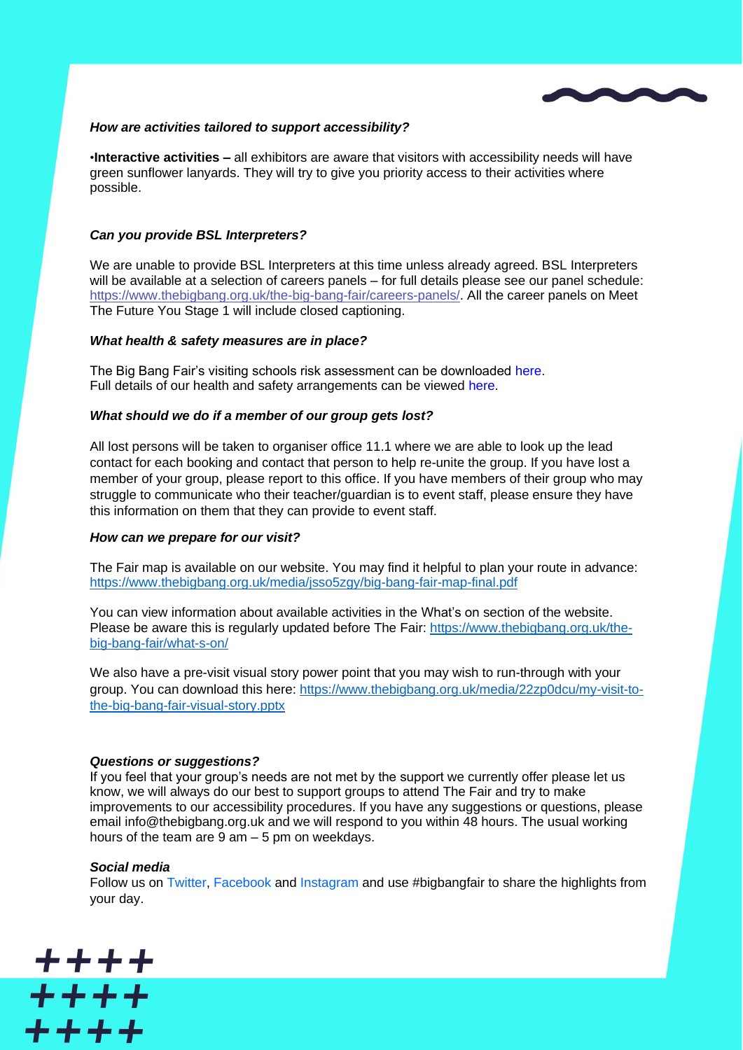***How are activities tailored to support accessibility?***

•**Interactive activities –** all exhibitors are aware that visitors with accessibility needs will have green sunflower lanyards. They will try to give you priority access to their activities where possible.

***Can you provide BSL Interpreters?***

We are unable to provide BSL Interpreters at this time unless already agreed. BSL Interpreters will be available at a selection of careers panels – for full details please see our panel schedule: https://www.thebigbang.org.uk/the-big-bang-fair/careers-panels/. All the career panels on Meet The Future You Stage 1 will include closed captioning.

***What health & safety measures are in place?***

The Big Bang Fair's visiting schools risk assessment can be downloaded here.
Full details of our health and safety arrangements can be viewed here.

***What should we do if a member of our group gets lost?***

All lost persons will be taken to organiser office 11.1 where we are able to look up the lead contact for each booking and contact that person to help re-unite the group. If you have lost a member of your group, please report to this office. If you have members of their group who may struggle to communicate who their teacher/guardian is to event staff, please ensure they have this information on them that they can provide to event staff.

***How can we prepare for our visit?***

The Fair map is available on our website. You may find it helpful to plan your route in advance: https://www.thebigbang.org.uk/media/jsso5zgy/big-bang-fair-map-final.pdf

You can view information about available activities in the What's on section of the website. Please be aware this is regularly updated before The Fair: https://www.thebigbang.org.uk/the-big-bang-fair/what-s-on/

We also have a pre-visit visual story power point that you may wish to run-through with your group. You can download this here: https://www.thebigbang.org.uk/media/22zp0dcu/my-visit-to-the-big-bang-fair-visual-story.pptx

***Questions or suggestions?***

If you feel that your group's needs are not met by the support we currently offer please let us know, we will always do our best to support groups to attend The Fair and try to make improvements to our accessibility procedures. If you have any suggestions or questions, please email info@thebigbang.org.uk and we will respond to you within 48 hours. The usual working hours of the team are 9 am – 5 pm on weekdays.

***Social media***

Follow us on Twitter, Facebook and Instagram and use #bigbangfair to share the highlights from your day.